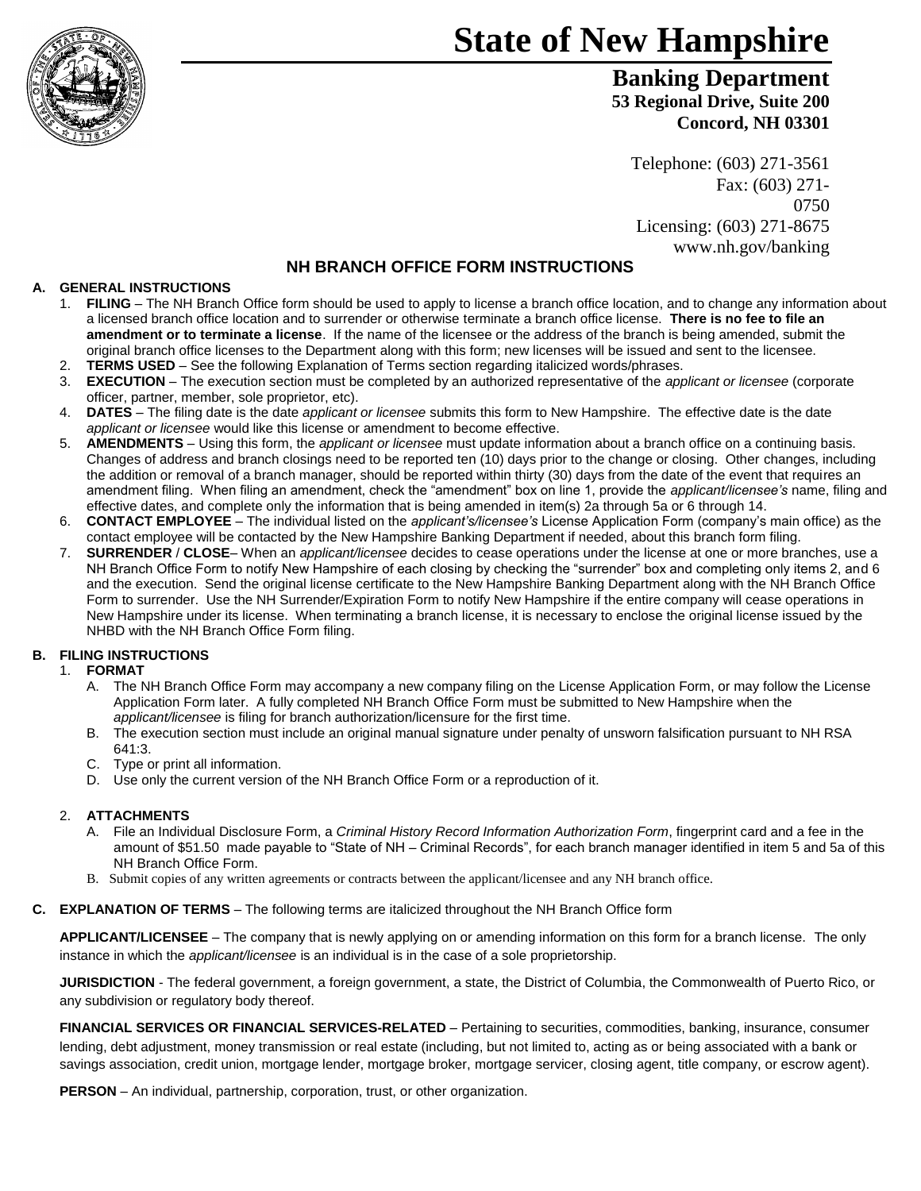# State of New Hampshire

## Banking Department

**53 Regional Drive, Suite 200**
**Concord, NH 03301**

Telephone: (603) 271-3561
Fax: (603) 271-0750
Licensing: (603) 271-8675
www.nh.gov/banking

## NH BRANCH OFFICE FORM INSTRUCTIONS

### A. GENERAL INSTRUCTIONS

1. **FILING** – The NH Branch Office form should be used to apply to license a branch office location, and to change any information about a licensed branch office location and to surrender or otherwise terminate a branch office license. **There is no fee to file an amendment or to terminate a license**. If the name of the licensee or the address of the branch is being amended, submit the original branch office licenses to the Department along with this form; new licenses will be issued and sent to the licensee.
2. **TERMS USED** – See the following Explanation of Terms section regarding italicized words/phrases.
3. **EXECUTION** – The execution section must be completed by an authorized representative of the *applicant or licensee* (corporate officer, partner, member, sole proprietor, etc).
4. **DATES** – The filing date is the date *applicant or licensee* submits this form to New Hampshire. The effective date is the date *applicant or licensee* would like this license or amendment to become effective.
5. **AMENDMENTS** – Using this form, the *applicant or licensee* must update information about a branch office on a continuing basis. Changes of address and branch closings need to be reported ten (10) days prior to the change or closing. Other changes, including the addition or removal of a branch manager, should be reported within thirty (30) days from the date of the event that requires an amendment filing. When filing an amendment, check the "amendment" box on line 1, provide the *applicant/licensee's* name, filing and effective dates, and complete only the information that is being amended in item(s) 2a through 5a or 6 through 14.
6. **CONTACT EMPLOYEE** – The individual listed on the *applicant's/licensee's* License Application Form (company's main office) as the contact employee will be contacted by the New Hampshire Banking Department if needed, about this branch form filing.
7. **SURRENDER / CLOSE**– When an *applicant/licensee* decides to cease operations under the license at one or more branches, use a NH Branch Office Form to notify New Hampshire of each closing by checking the "surrender" box and completing only items 2, and 6 and the execution. Send the original license certificate to the New Hampshire Banking Department along with the NH Branch Office Form to surrender. Use the NH Surrender/Expiration Form to notify New Hampshire if the entire company will cease operations in New Hampshire under its license. When terminating a branch license, it is necessary to enclose the original license issued by the NHBD with the NH Branch Office Form filing.

### B. FILING INSTRUCTIONS

1. **FORMAT**
   - A. The NH Branch Office Form may accompany a new company filing on the License Application Form, or may follow the License Application Form later. A fully completed NH Branch Office Form must be submitted to New Hampshire when the *applicant/licensee* is filing for branch authorization/licensure for the first time.
   - B. The execution section must include an original manual signature under penalty of unsworn falsification pursuant to NH RSA 641:3.
   - C. Type or print all information.
   - D. Use only the current version of the NH Branch Office Form or a reproduction of it.

2. **ATTACHMENTS**
   - A. File an Individual Disclosure Form, a *Criminal History Record Information Authorization Form*, fingerprint card and a fee in the amount of $51.50 made payable to "State of NH – Criminal Records", for each branch manager identified in item 5 and 5a of this NH Branch Office Form.
   - B. Submit copies of any written agreements or contracts between the applicant/licensee and any NH branch office.

### C. EXPLANATION OF TERMS – The following terms are italicized throughout the NH Branch Office form

**APPLICANT/LICENSEE** – The company that is newly applying on or amending information on this form for a branch license. The only instance in which the *applicant/licensee* is an individual is in the case of a sole proprietorship.

**JURISDICTION** - The federal government, a foreign government, a state, the District of Columbia, the Commonwealth of Puerto Rico, or any subdivision or regulatory body thereof.

**FINANCIAL SERVICES OR FINANCIAL SERVICES-RELATED** – Pertaining to securities, commodities, banking, insurance, consumer lending, debt adjustment, money transmission or real estate (including, but not limited to, acting as or being associated with a bank or savings association, credit union, mortgage lender, mortgage broker, mortgage servicer, closing agent, title company, or escrow agent).

**PERSON** – An individual, partnership, corporation, trust, or other organization.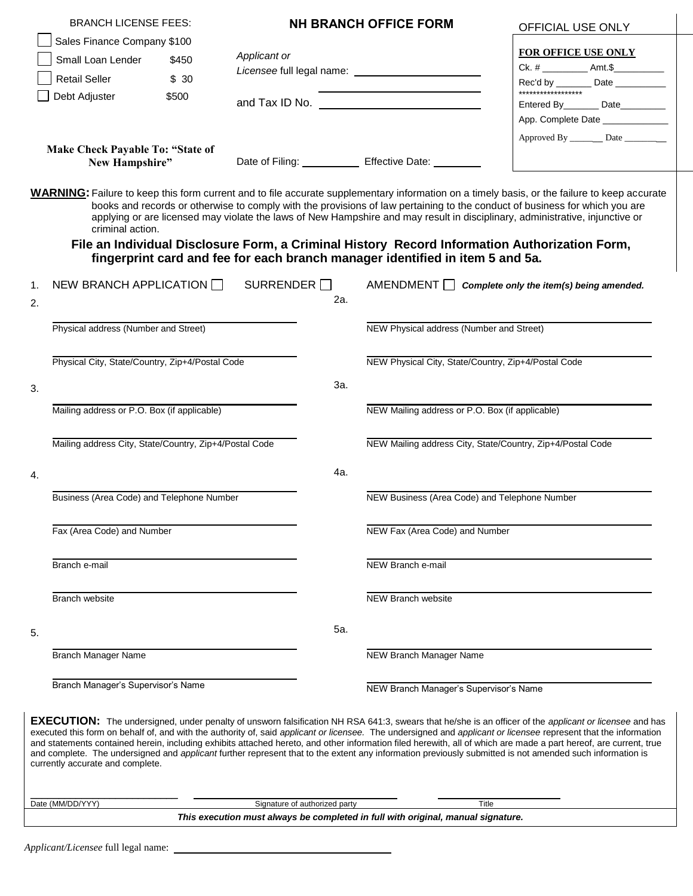BRANCH LICENSE FEES:

- ☐ Sales Finance Company $100
- ☐ Small Loan Lender $450
- ☐ Retail Seller $ 30
- ☐ Debt Adjuster $500

**Make Check Payable To: "State of New Hampshire"**

## NH BRANCH OFFICE FORM

*Applicant or Licensee* full legal name: ______________________

______________________

and Tax ID No. ______________________

Date of Filing: __________ Effective Date: ________

OFFICIAL USE ONLY

**FOR OFFICE USE ONLY**
Ck. # _________ Amt.$_________
Rec'd by _______ Date _________
******************
Entered By_______ Date_________
App. Complete Date ____________
Approved By ______ Date ________

**WARNING:** Failure to keep this form current and to file accurate supplementary information on a timely basis, or the failure to keep accurate books and records or otherwise to comply with the provisions of law pertaining to the conduct of business for which you are applying or are licensed may violate the laws of New Hampshire and may result in disciplinary, administrative, injunctive or criminal action.

**File an Individual Disclosure Form, a Criminal History Record Information Authorization Form, fingerprint card and fee for each branch manager identified in item 5 and 5a.**

1. NEW BRANCH APPLICATION ☐ SURRENDER ☐ AMENDMENT ☐ ***Complete only the item(s) being amended.***

2. ______________________ 2a. ______________________
Physical address (Number and Street) | NEW Physical address (Number and Street)

______________________ ______________________
Physical City, State/Country, Zip+4/Postal Code | NEW Physical City, State/Country, Zip+4/Postal Code

3. ______________________ 3a. ______________________
Mailing address or P.O. Box (if applicable) | NEW Mailing address or P.O. Box (if applicable)

______________________ ______________________
Mailing address City, State/Country, Zip+4/Postal Code | NEW Mailing address City, State/Country, Zip+4/Postal Code

4. ______________________ 4a. ______________________
Business (Area Code) and Telephone Number | NEW Business (Area Code) and Telephone Number

______________________ ______________________
Fax (Area Code) and Number | NEW Fax (Area Code) and Number

______________________ ______________________
Branch e-mail | NEW Branch e-mail

______________________ ______________________
Branch website | NEW Branch website

5. ______________________ 5a. ______________________
Branch Manager Name | NEW Branch Manager Name

______________________ ______________________
Branch Manager's Supervisor's Name | NEW Branch Manager's Supervisor's Name

**EXECUTION:** The undersigned, under penalty of unsworn falsification NH RSA 641:3, swears that he/she is an officer of the *applicant or licensee* and has executed this form on behalf of, and with the authority of, said *applicant or licensee.* The undersigned and *applicant or licensee* represent that the information and statements contained herein, including exhibits attached hereto, and other information filed herewith, all of which are made a part hereof, are current, true and complete. The undersigned and *applicant* further represent that to the extent any information previously submitted is not amended such information is currently accurate and complete.

______________________ ______________________ ______________________
Date (MM/DD/YYY) | Signature of authorized party | Title

***This execution must always be completed in full with original, manual signature.***

*Applicant/Licensee* full legal name: ______________________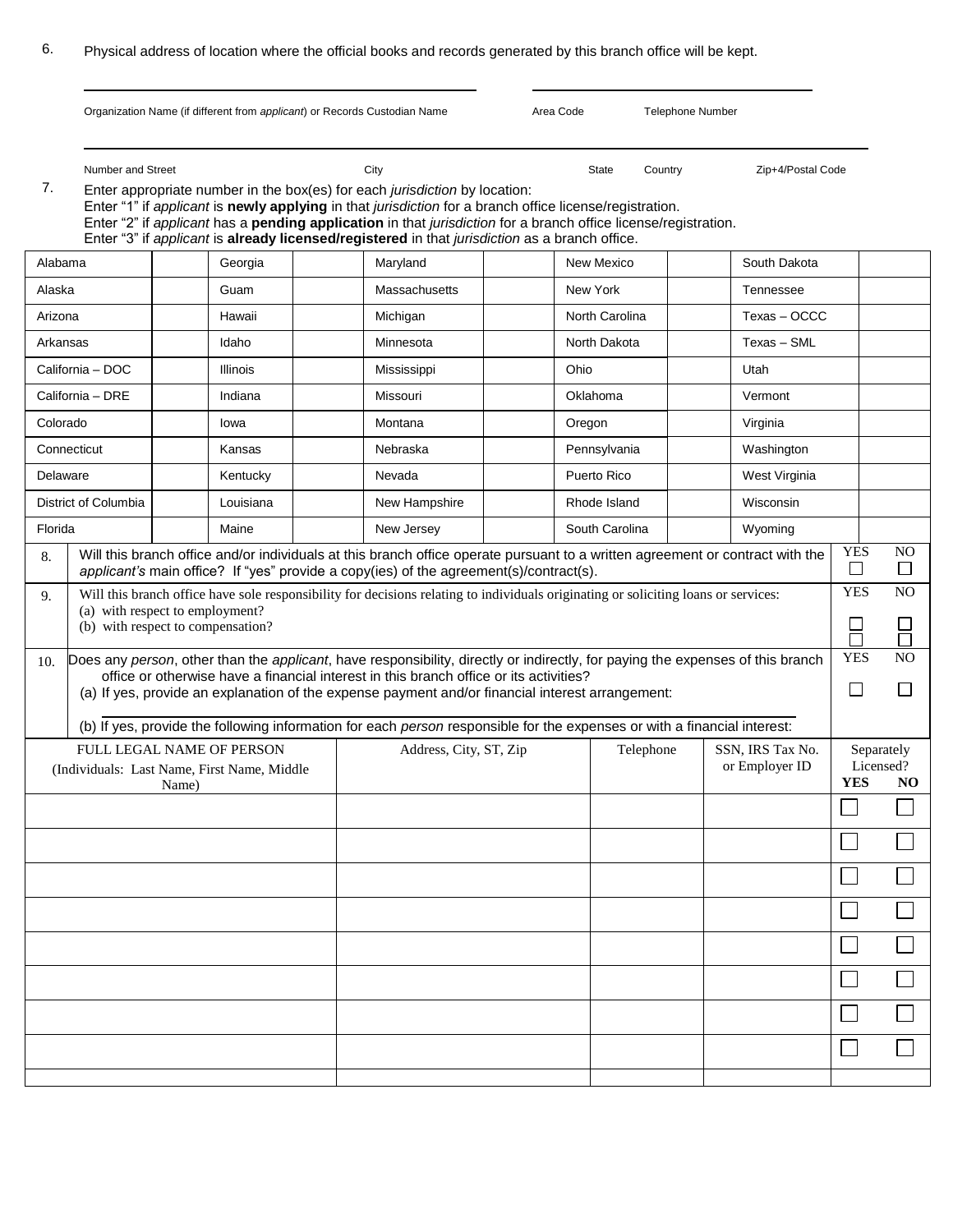6. Physical address of location where the official books and records generated by this branch office will be kept.

Organization Name (if different from *applicant*) or Records Custodian Name &nbsp;&nbsp;&nbsp; Area Code &nbsp;&nbsp;&nbsp; Telephone Number

Number and Street &nbsp;&nbsp;&nbsp; City &nbsp;&nbsp;&nbsp; State &nbsp;&nbsp;&nbsp; Country &nbsp;&nbsp;&nbsp; Zip+4/Postal Code

7. Enter appropriate number in the box(es) for each *jurisdiction* by location:
Enter "1" if *applicant* is **newly applying** in that *jurisdiction* for a branch office license/registration.
Enter "2" if *applicant* has a **pending application** in that *jurisdiction* for a branch office license/registration.
Enter "3" if *applicant* is **already licensed/registered** in that *jurisdiction* as a branch office.

| | | | | | | | | | |
|---|---|---|---|---|---|---|---|---|---|
| Alabama | | Georgia | | Maryland | | New Mexico | | South Dakota | |
| Alaska | | Guam | | Massachusetts | | New York | | Tennessee | |
| Arizona | | Hawaii | | Michigan | | North Carolina | | Texas – OCCC | |
| Arkansas | | Idaho | | Minnesota | | North Dakota | | Texas – SML | |
| California – DOC | | Illinois | | Mississippi | | Ohio | | Utah | |
| California – DRE | | Indiana | | Missouri | | Oklahoma | | Vermont | |
| Colorado | | Iowa | | Montana | | Oregon | | Virginia | |
| Connecticut | | Kansas | | Nebraska | | Pennsylvania | | Washington | |
| Delaware | | Kentucky | | Nevada | | Puerto Rico | | West Virginia | |
| District of Columbia | | Louisiana | | New Hampshire | | Rhode Island | | Wisconsin | |
| Florida | | Maine | | New Jersey | | South Carolina | | Wyoming | |

8. Will this branch office and/or individuals at this branch office operate pursuant to a written agreement or contract with the *applicant's* main office? If "yes" provide a copy(ies) of the agreement(s)/contract(s). &nbsp;&nbsp; YES ☐ &nbsp; NO ☐

9. Will this branch office have sole responsibility for decisions relating to individuals originating or soliciting loans or services:
(a) with respect to employment? &nbsp;&nbsp; YES ☐ &nbsp; NO ☐
(b) with respect to compensation? &nbsp;&nbsp; YES ☐ &nbsp; NO ☐

10. Does any *person*, other than the *applicant*, have responsibility, directly or indirectly, for paying the expenses of this branch office or otherwise have a financial interest in this branch office or its activities? &nbsp;&nbsp; YES ☐ &nbsp; NO ☐
(a) If yes, provide an explanation of the expense payment and/or financial interest arrangement:

(b) If yes, provide the following information for each *person* responsible for the expenses or with a financial interest:

| FULL LEGAL NAME OF PERSON (Individuals: Last Name, First Name, Middle Name) | Address, City, ST, Zip | Telephone | SSN, IRS Tax No. or Employer ID | Separately Licensed? YES | NO |
|---|---|---|---|---|---|
| | | | | ☐ | ☐ |
| | | | | ☐ | ☐ |
| | | | | ☐ | ☐ |
| | | | | ☐ | ☐ |
| | | | | ☐ | ☐ |
| | | | | ☐ | ☐ |
| | | | | ☐ | ☐ |
| | | | | ☐ | ☐ |
| | | | | | |